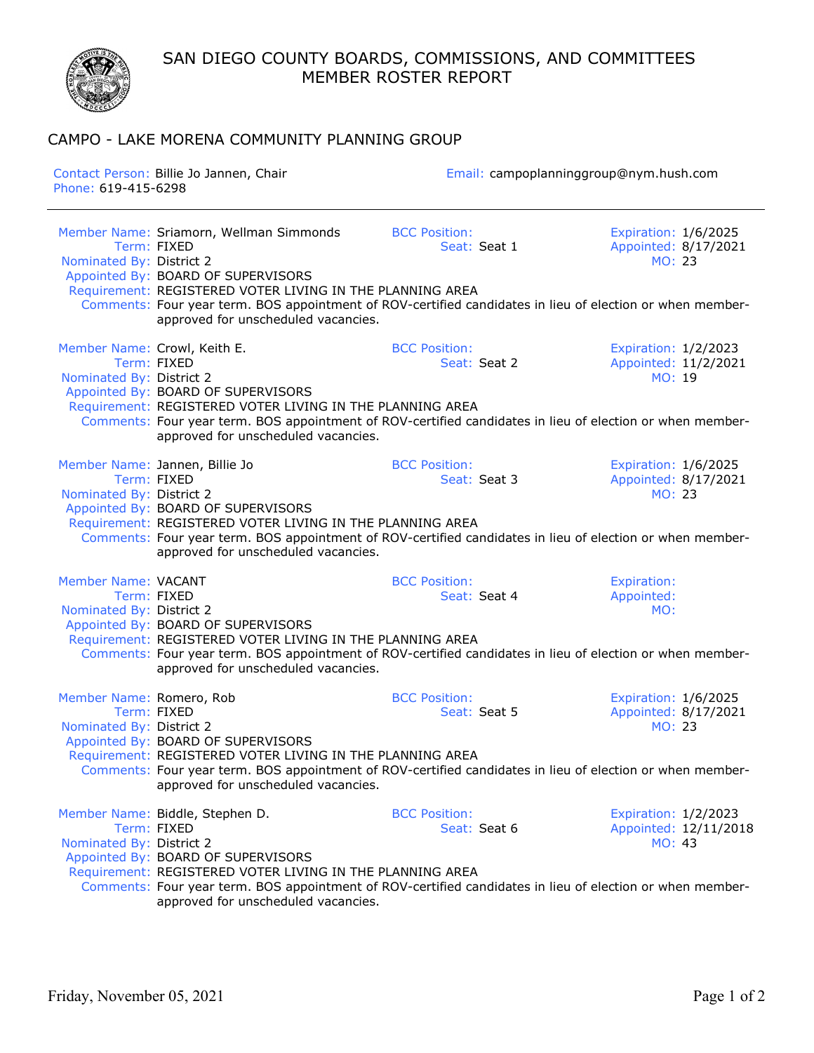# SAN DIEGO COUNTY BOARDS, COMMISSIONS, AND COMMITTEES
# MEMBER ROSTER REPORT

## CAMPO - LAKE MORENA COMMUNITY PLANNING GROUP

Contact Person: Billie Jo Jannen, Chair
Phone: 619-415-6298
Email: campoplanninggroup@nym.hush.com

---

Member Name: Sriamorn, Wellman Simmonds
Term: FIXED
Nominated By: District 2
Appointed By: BOARD OF SUPERVISORS
Requirement: REGISTERED VOTER LIVING IN THE PLANNING AREA
Comments: Four year term. BOS appointment of ROV-certified candidates in lieu of election or when member-approved for unscheduled vacancies.
BCC Position:
Seat: Seat 1
Expiration: 1/6/2025
Appointed: 8/17/2021
MO: 23

Member Name: Crowl, Keith E.
Term: FIXED
Nominated By: District 2
Appointed By: BOARD OF SUPERVISORS
Requirement: REGISTERED VOTER LIVING IN THE PLANNING AREA
Comments: Four year term. BOS appointment of ROV-certified candidates in lieu of election or when member-approved for unscheduled vacancies.
BCC Position:
Seat: Seat 2
Expiration: 1/2/2023
Appointed: 11/2/2021
MO: 19

Member Name: Jannen, Billie Jo
Term: FIXED
Nominated By: District 2
Appointed By: BOARD OF SUPERVISORS
Requirement: REGISTERED VOTER LIVING IN THE PLANNING AREA
Comments: Four year term. BOS appointment of ROV-certified candidates in lieu of election or when member-approved for unscheduled vacancies.
BCC Position:
Seat: Seat 3
Expiration: 1/6/2025
Appointed: 8/17/2021
MO: 23

Member Name: VACANT
Term: FIXED
Nominated By: District 2
Appointed By: BOARD OF SUPERVISORS
Requirement: REGISTERED VOTER LIVING IN THE PLANNING AREA
Comments: Four year term. BOS appointment of ROV-certified candidates in lieu of election or when member-approved for unscheduled vacancies.
BCC Position:
Seat: Seat 4
Expiration:
Appointed:
MO:

Member Name: Romero, Rob
Term: FIXED
Nominated By: District 2
Appointed By: BOARD OF SUPERVISORS
Requirement: REGISTERED VOTER LIVING IN THE PLANNING AREA
Comments: Four year term. BOS appointment of ROV-certified candidates in lieu of election or when member-approved for unscheduled vacancies.
BCC Position:
Seat: Seat 5
Expiration: 1/6/2025
Appointed: 8/17/2021
MO: 23

Member Name: Biddle, Stephen D.
Term: FIXED
Nominated By: District 2
Appointed By: BOARD OF SUPERVISORS
Requirement: REGISTERED VOTER LIVING IN THE PLANNING AREA
Comments: Four year term. BOS appointment of ROV-certified candidates in lieu of election or when member-approved for unscheduled vacancies.
BCC Position:
Seat: Seat 6
Expiration: 1/2/2023
Appointed: 12/11/2018
MO: 43

Friday, November 05, 2021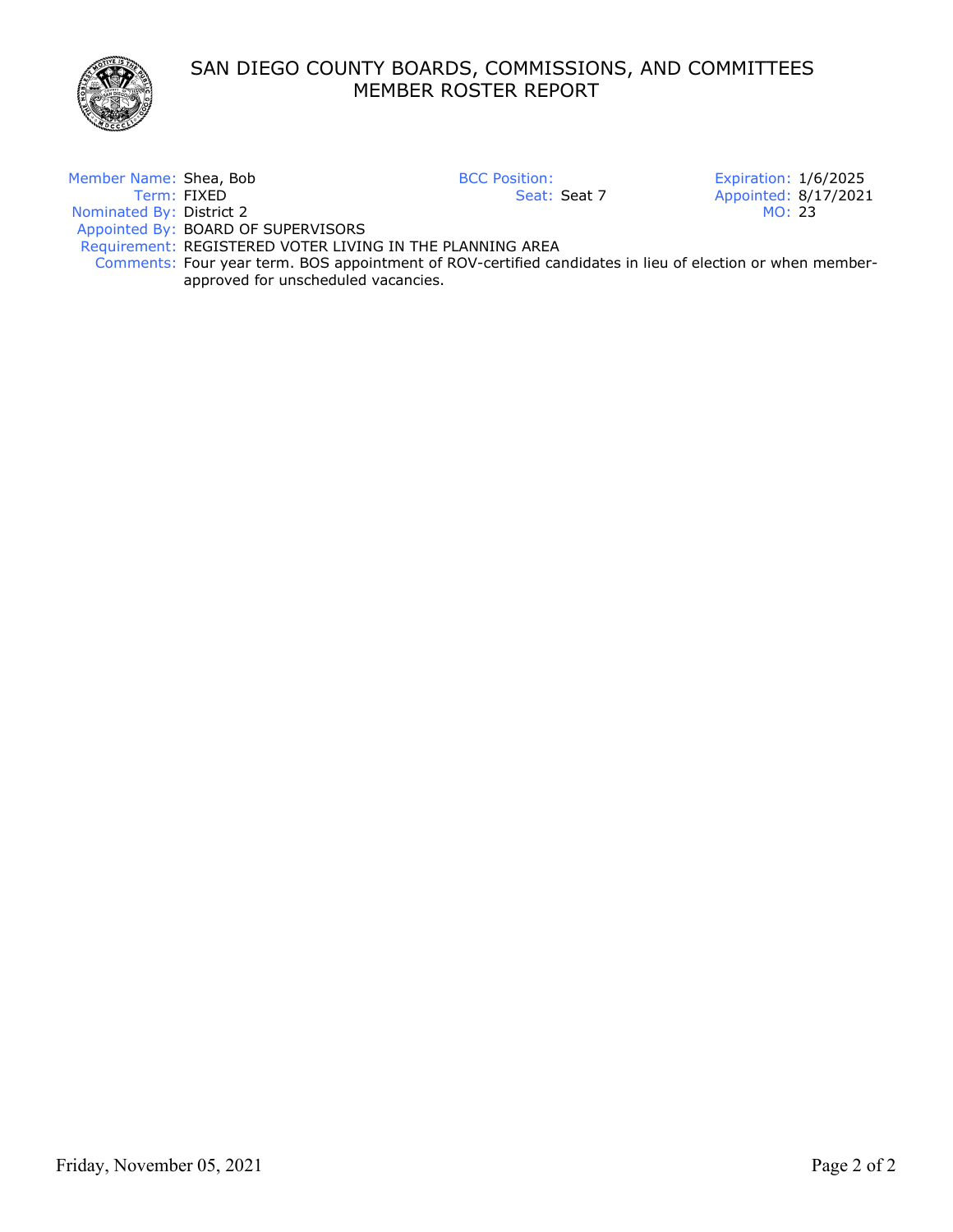# SAN DIEGO COUNTY BOARDS, COMMISSIONS, AND COMMITTEES
## MEMBER ROSTER REPORT

Member Name: Shea, Bob
BCC Position:
Expiration: 1/6/2025
Term: FIXED
Seat: Seat 7
Appointed: 8/17/2021
Nominated By: District 2
MO: 23
Appointed By: BOARD OF SUPERVISORS
Requirement: REGISTERED VOTER LIVING IN THE PLANNING AREA
Comments: Four year term. BOS appointment of ROV-certified candidates in lieu of election or when member-approved for unscheduled vacancies.

Friday, November 05, 2021